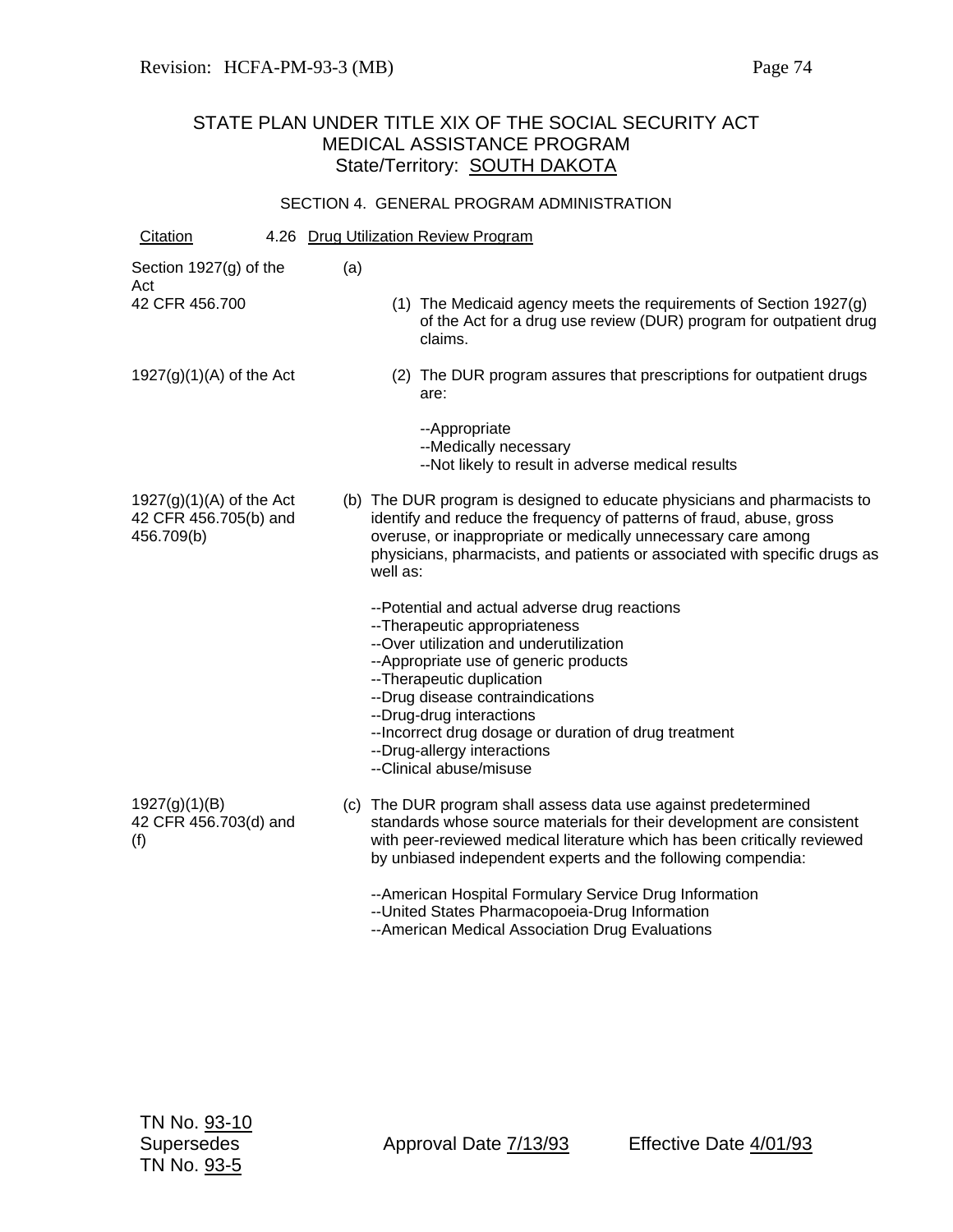Revision: HCFA-PM-93-3 (MB)

# STATE PLAN UNDER TITLE XIX OF THE SOCIAL SECURITY ACT
## MEDICAL ASSISTANCE PROGRAM
### State/Territory: SOUTH DAKOTA

#### SECTION 4. GENERAL PROGRAM ADMINISTRATION

| Citation | 4.26 Drug Utilization Review Program |
|---|---|
| Section 1927(g) of the Act<br>42 CFR 456.700 | (a)<br>(1) The Medicaid agency meets the requirements of Section 1927(g) of the Act for a drug use review (DUR) program for outpatient drug claims. |
| 1927(g)(1)(A) of the Act | (2) The DUR program assures that prescriptions for outpatient drugs are:<br><br>--Appropriate<br>--Medically necessary<br>--Not likely to result in adverse medical results |
| 1927(g)(1)(A) of the Act<br>42 CFR 456.705(b) and 456.709(b) | (b) The DUR program is designed to educate physicians and pharmacists to identify and reduce the frequency of patterns of fraud, abuse, gross overuse, or inappropriate or medically unnecessary care among physicians, pharmacists, and patients or associated with specific drugs as well as:<br><br>--Potential and actual adverse drug reactions<br>--Therapeutic appropriateness<br>--Over utilization and underutilization<br>--Appropriate use of generic products<br>--Therapeutic duplication<br>--Drug disease contraindications<br>--Drug-drug interactions<br>--Incorrect drug dosage or duration of drug treatment<br>--Drug-allergy interactions<br>--Clinical abuse/misuse |
| 1927(g)(1)(B)<br>42 CFR 456.703(d) and (f) | (c) The DUR program shall assess data use against predetermined standards whose source materials for their development are consistent with peer-reviewed medical literature which has been critically reviewed by unbiased independent experts and the following compendia:<br><br>--American Hospital Formulary Service Drug Information<br>--United States Pharmacopoeia-Drug Information<br>--American Medical Association Drug Evaluations |

TN No. 93-10
Supersedes
TN No. 93-5

Approval Date 7/13/93

Effective Date 4/01/93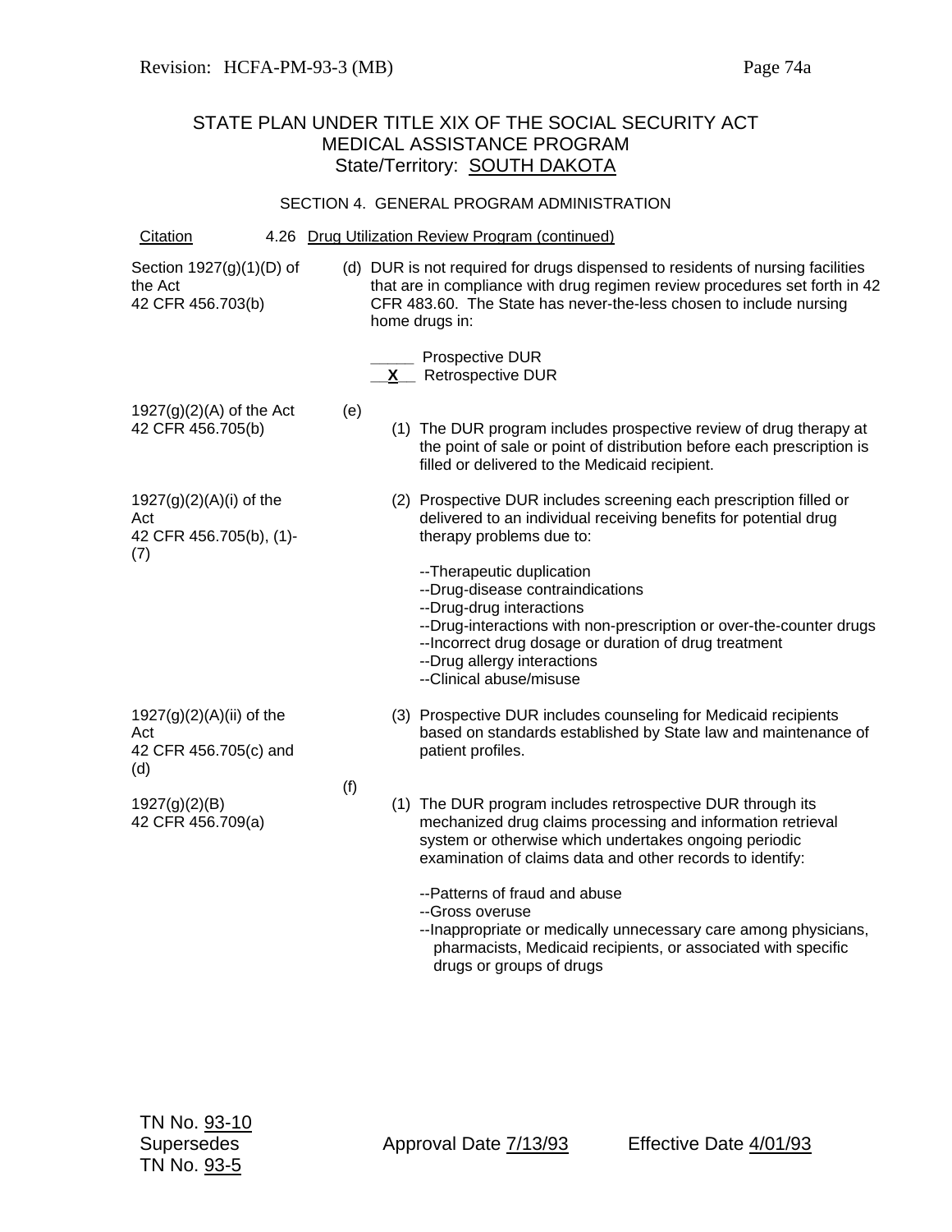STATE PLAN UNDER TITLE XIX OF THE SOCIAL SECURITY ACT
MEDICAL ASSISTANCE PROGRAM
State/Territory: SOUTH DAKOTA

SECTION 4. GENERAL PROGRAM ADMINISTRATION

| Citation | 4.26 Drug Utilization Review Program (continued) |
|---|---|
| Section 1927(g)(1)(D) of the Act<br>42 CFR 456.703(b) | (d) DUR is not required for drugs dispensed to residents of nursing facilities that are in compliance with drug regimen review procedures set forth in 42 CFR 483.60. The State has never-the-less chosen to include nursing home drugs in:<br><br>_____ Prospective DUR<br>__X__ Retrospective DUR |
| 1927(g)(2)(A) of the Act<br>42 CFR 456.705(b) | (e)<br>(1) The DUR program includes prospective review of drug therapy at the point of sale or point of distribution before each prescription is filled or delivered to the Medicaid recipient. |
| 1927(g)(2)(A)(i) of the Act<br>42 CFR 456.705(b), (1)-(7) | (2) Prospective DUR includes screening each prescription filled or delivered to an individual receiving benefits for potential drug therapy problems due to:<br><br>--Therapeutic duplication<br>--Drug-disease contraindications<br>--Drug-drug interactions<br>--Drug-interactions with non-prescription or over-the-counter drugs<br>--Incorrect drug dosage or duration of drug treatment<br>--Drug allergy interactions<br>--Clinical abuse/misuse |
| 1927(g)(2)(A)(ii) of the Act<br>42 CFR 456.705(c) and (d) | (3) Prospective DUR includes counseling for Medicaid recipients based on standards established by State law and maintenance of patient profiles. |
| 1927(g)(2)(B)<br>42 CFR 456.709(a) | (f)<br>(1) The DUR program includes retrospective DUR through its mechanized drug claims processing and information retrieval system or otherwise which undertakes ongoing periodic examination of claims data and other records to identify:<br><br>--Patterns of fraud and abuse<br>--Gross overuse<br>--Inappropriate or medically unnecessary care among physicians, pharmacists, Medicaid recipients, or associated with specific drugs or groups of drugs |

TN No. 93-10
Supersedes
TN No. 93-5

Approval Date 7/13/93 Effective Date 4/01/93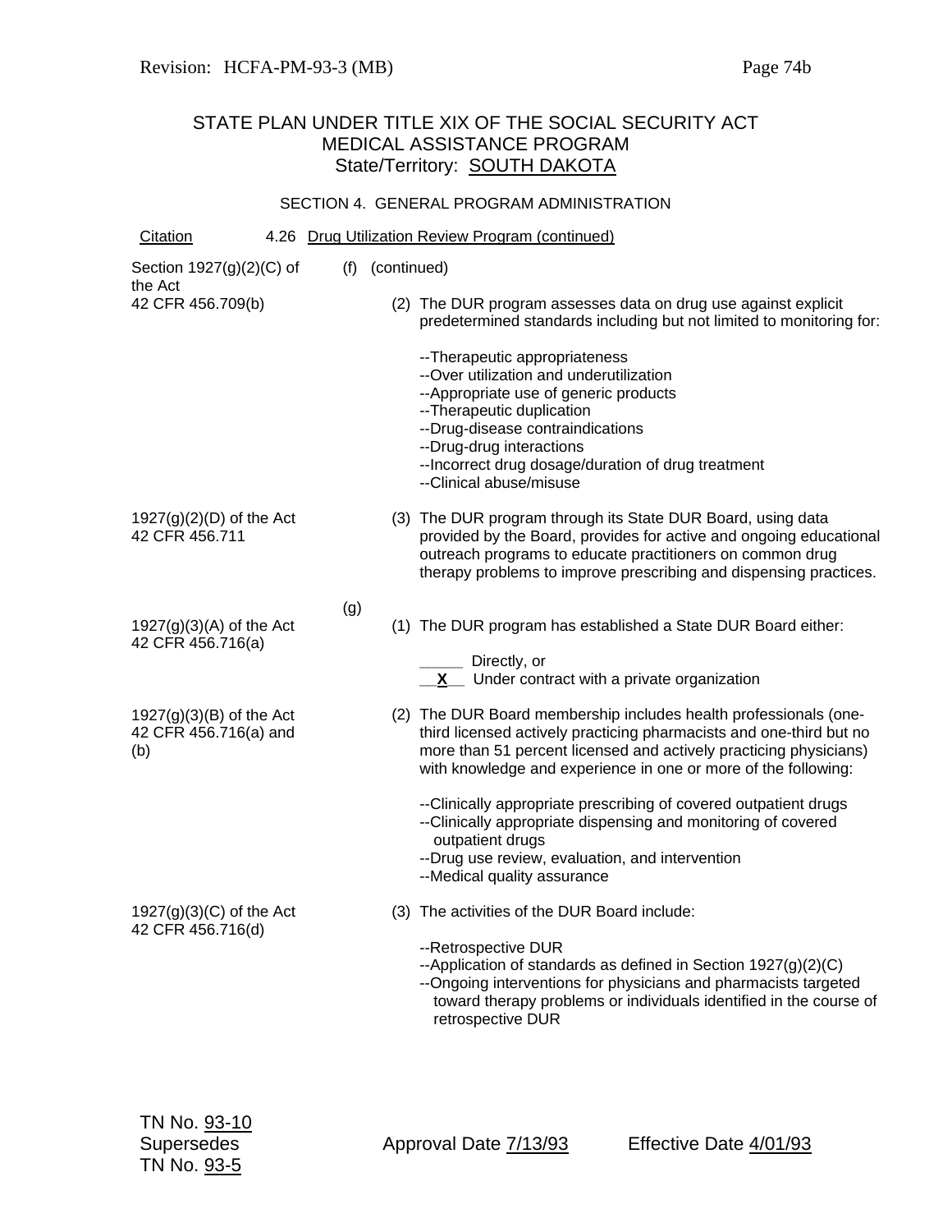STATE PLAN UNDER TITLE XIX OF THE SOCIAL SECURITY ACT
MEDICAL ASSISTANCE PROGRAM
State/Territory: SOUTH DAKOTA

SECTION 4. GENERAL PROGRAM ADMINISTRATION

| Citation | 4.26 Drug Utilization Review Program (continued) |
|---|---|
| Section 1927(g)(2)(C) of the Act<br>42 CFR 456.709(b) | (f) (continued)<br><br>(2) The DUR program assesses data on drug use against explicit predetermined standards including but not limited to monitoring for:<br><br>--Therapeutic appropriateness<br>--Over utilization and underutilization<br>--Appropriate use of generic products<br>--Therapeutic duplication<br>--Drug-disease contraindications<br>--Drug-drug interactions<br>--Incorrect drug dosage/duration of drug treatment<br>--Clinical abuse/misuse |
| 1927(g)(2)(D) of the Act<br>42 CFR 456.711 | (3) The DUR program through its State DUR Board, using data provided by the Board, provides for active and ongoing educational outreach programs to educate practitioners on common drug therapy problems to improve prescribing and dispensing practices. |
| 1927(g)(3)(A) of the Act<br>42 CFR 456.716(a) | (g)<br><br>(1) The DUR program has established a State DUR Board either:<br><br>_____ Directly, or<br>__X__ Under contract with a private organization |
| 1927(g)(3)(B) of the Act<br>42 CFR 456.716(a) and (b) | (2) The DUR Board membership includes health professionals (one-third licensed actively practicing pharmacists and one-third but no more than 51 percent licensed and actively practicing physicians) with knowledge and experience in one or more of the following:<br><br>--Clinically appropriate prescribing of covered outpatient drugs<br>--Clinically appropriate dispensing and monitoring of covered outpatient drugs<br>--Drug use review, evaluation, and intervention<br>--Medical quality assurance |
| 1927(g)(3)(C) of the Act<br>42 CFR 456.716(d) | (3) The activities of the DUR Board include:<br><br>--Retrospective DUR<br>--Application of standards as defined in Section 1927(g)(2)(C)<br>--Ongoing interventions for physicians and pharmacist targeted toward therapy problems or individuals identified in the course of retrospective DUR |

TN No. 93-10
Supersedes
TN No. 93-5

Approval Date 7/13/93

Effective Date 4/01/93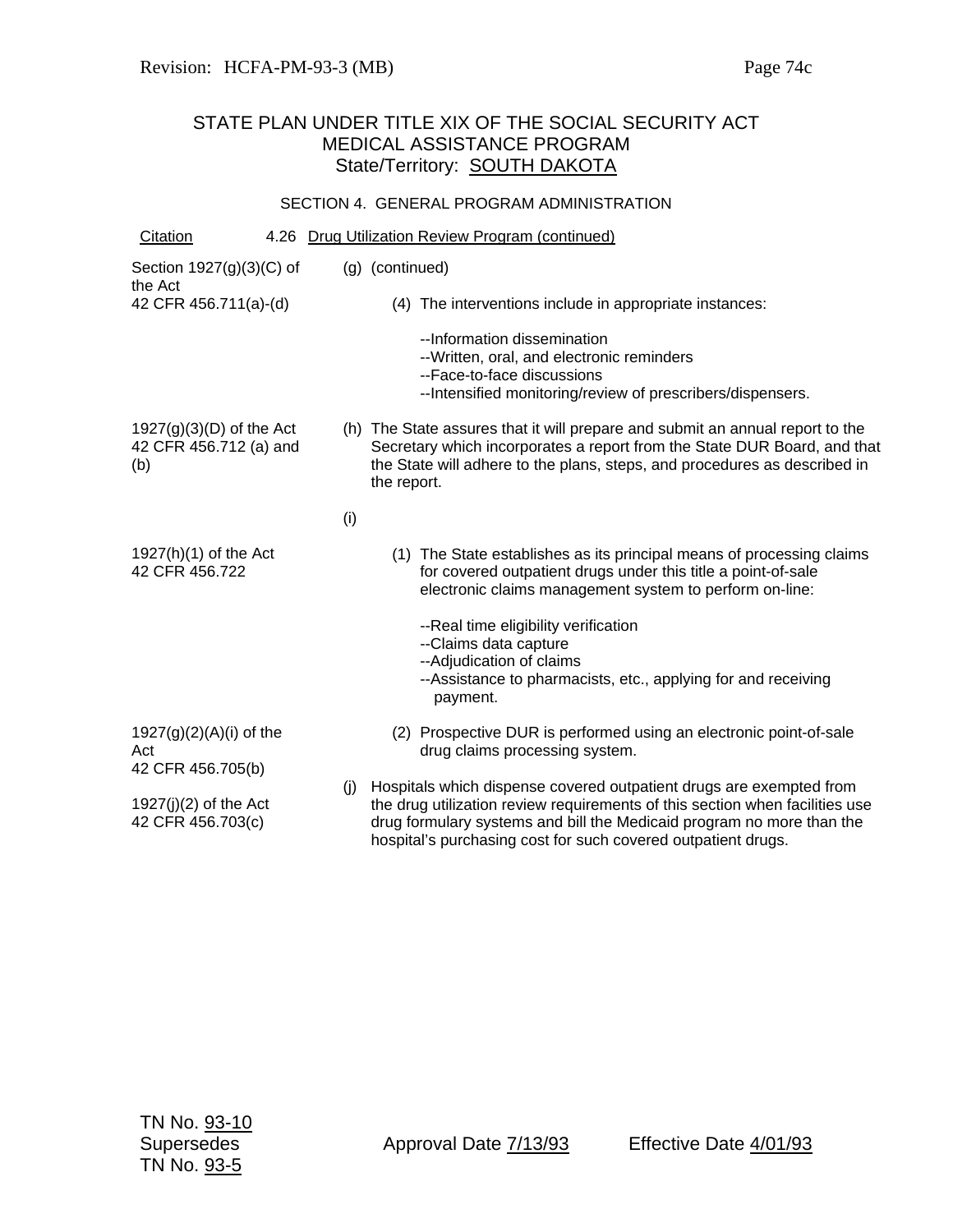STATE PLAN UNDER TITLE XIX OF THE SOCIAL SECURITY ACT
MEDICAL ASSISTANCE PROGRAM
State/Territory: SOUTH DAKOTA

SECTION 4. GENERAL PROGRAM ADMINISTRATION

| Citation | 4.26 Drug Utilization Review Program (continued) |
|---|---|
| Section 1927(g)(3)(C) of the Act<br>42 CFR 456.711(a)-(d) | (g) (continued)<br><br>(4) The interventions include in appropriate instances:<br><br>--Information dissemination<br>--Written, oral, and electronic reminders<br>--Face-to-face discussions<br>--Intensified monitoring/review of prescribers/dispensers. |
| 1927(g)(3)(D) of the Act<br>42 CFR 456.712 (a) and (b) | (h) The State assures that it will prepare and submit an annual report to the Secretary which incorporates a report from the State DUR Board, and that the State will adhere to the plans, steps, and procedures as described in the report. |
| | (i) |
| 1927(h)(1) of the Act<br>42 CFR 456.722 | (1) The State establishes as its principal means of processing claims for covered outpatient drugs under this title a point-of-sale electronic claims management system to perform on-line:<br><br>--Real time eligibility verification<br>--Claims data capture<br>--Adjudication of claims<br>--Assistance to pharmacists, etc., applying for and receiving payment. |
| 1927(g)(2)(A)(i) of the Act<br>42 CFR 456.705(b) | (2) Prospective DUR is performed using an electronic point-of-sale drug claims processing system. |
| 1927(j)(2) of the Act<br>42 CFR 456.703(c) | (j) Hospitals which dispense covered outpatient drugs are exempted from the drug utilization review requirements of this section when facilities use drug formulary systems and bill the Medicaid program no more than the hospital's purchasing cost for such covered outpatient drugs. |

TN No. 93-10
Supersedes
TN No. 93-5

Approval Date 7/13/93 Effective Date 4/01/93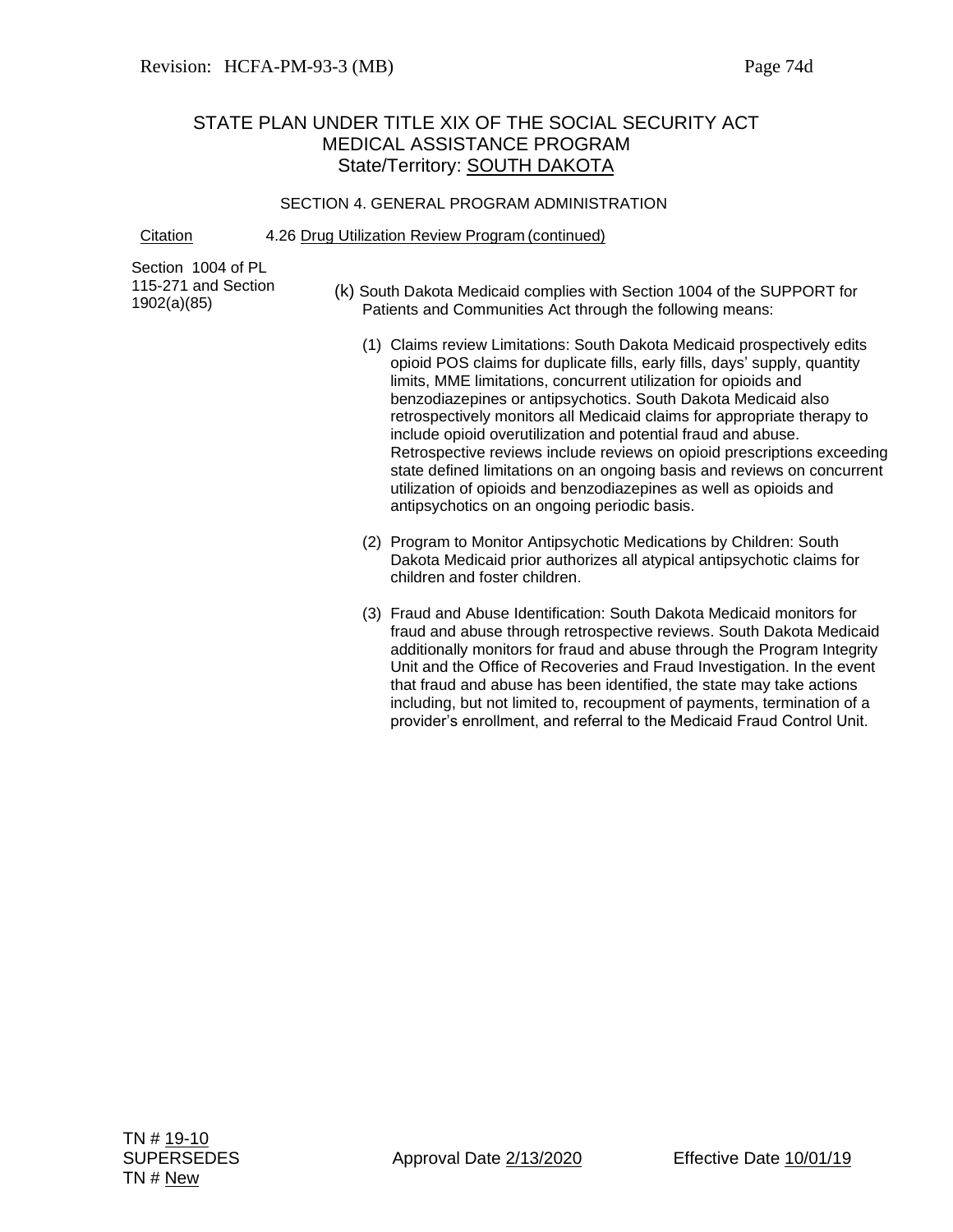STATE PLAN UNDER TITLE XIX OF THE SOCIAL SECURITY ACT
MEDICAL ASSISTANCE PROGRAM
State/Territory: SOUTH DAKOTA

SECTION 4. GENERAL PROGRAM ADMINISTRATION

Citation 4.26 Drug Utilization Review Program (continued)

Section 1004 of PL 115-271 and Section 1902(a)(85)

(k) South Dakota Medicaid complies with Section 1004 of the SUPPORT for Patients and Communities Act through the following means:

(1) Claims review Limitations: South Dakota Medicaid prospectively edits opioid POS claims for duplicate fills, early fills, days' supply, quantity limits, MME limitations, concurrent utilization for opioids and benzodiazepines or antipsychotics. South Dakota Medicaid also retrospectively monitors all Medicaid claims for appropriate therapy to include opioid overutilization and potential fraud and abuse. Retrospective reviews include reviews on opioid prescriptions exceeding state defined limitations on an ongoing basis and reviews on concurrent utilization of opioids and benzodiazepines as well as opioids and antipsychotics on an ongoing periodic basis.

(2) Program to Monitor Antipsychotic Medications by Children: South Dakota Medicaid prior authorizes all atypical antipsychotic claims for children and foster children.

(3) Fraud and Abuse Identification: South Dakota Medicaid monitors for fraud and abuse through retrospective reviews. South Dakota Medicaid additionally monitors for fraud and abuse through the Program Integrity Unit and the Office of Recoveries and Fraud Investigation. In the event that fraud and abuse has been identified, the state may take actions including, but not limited to, recoupment of payments, termination of a provider's enrollment, and referral to the Medicaid Fraud Control Unit.

TN # 19-10
SUPERSEDES
TN # New

Approval Date 2/13/2020

Effective Date 10/01/19